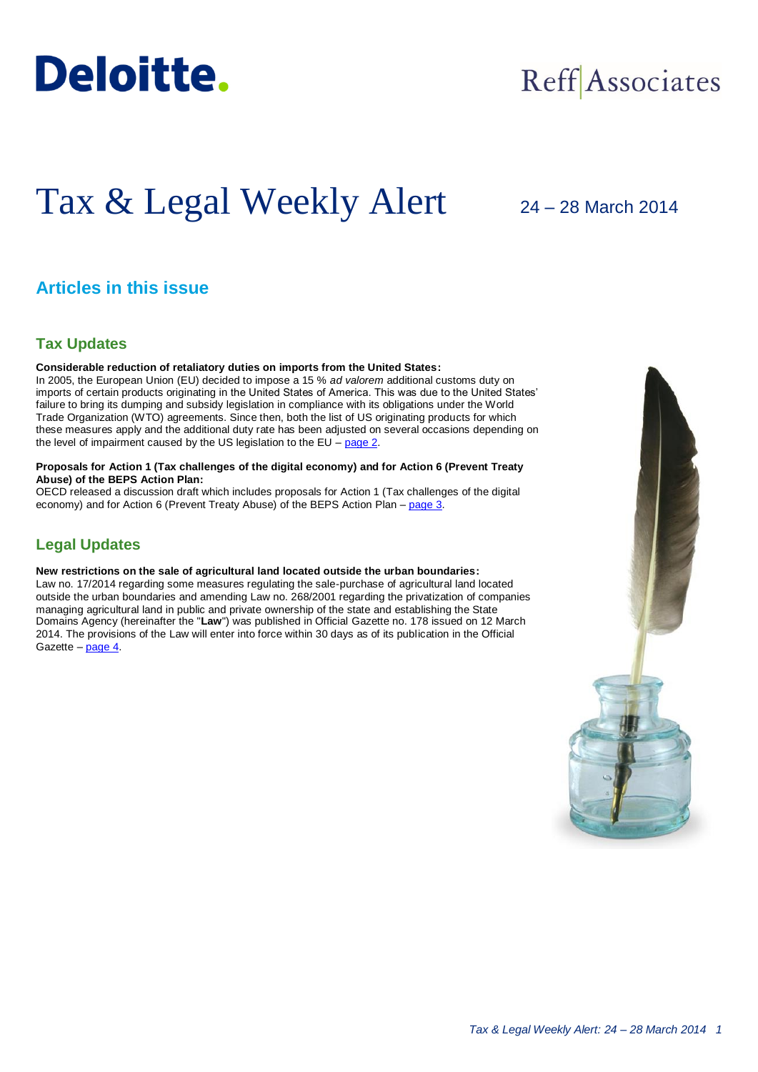Deloitte.

Reff | Associates

# Tax & Legal Weekly Alert

24 – 28 March 2014

## Articles in this issue

### Tax Updates

**Considerable reduction of retaliatory duties on imports from the United States:**
In 2005, the European Union (EU) decided to impose a 15 % *ad valorem* additional customs duty on imports of certain products originating in the United States of America. This was due to the United States' failure to bring its dumping and subsidy legislation in compliance with its obligations under the World Trade Organization (WTO) agreements. Since then, both the list of US originating products for which these measures apply and the additional duty rate has been adjusted on several occasions depending on the level of impairment caused by the US legislation to the EU – page 2.

**Proposals for Action 1 (Tax challenges of the digital economy) and for Action 6 (Prevent Treaty Abuse) of the BEPS Action Plan:**
OECD released a discussion draft which includes proposals for Action 1 (Tax challenges of the digital economy) and for Action 6 (Prevent Treaty Abuse) of the BEPS Action Plan – page 3.

### Legal Updates

**New restrictions on the sale of agricultural land located outside the urban boundaries:**
Law no. 17/2014 regarding some measures regulating the sale-purchase of agricultural land located outside the urban boundaries and amending Law no. 268/2001 regarding the privatization of companies managing agricultural land in public and private ownership of the state and establishing the State Domains Agency (hereinafter the "**Law**") was published in Official Gazette no. 178 issued on 12 March 2014. The provisions of the Law will enter into force within 30 days as of its publication in the Official Gazette – page 4.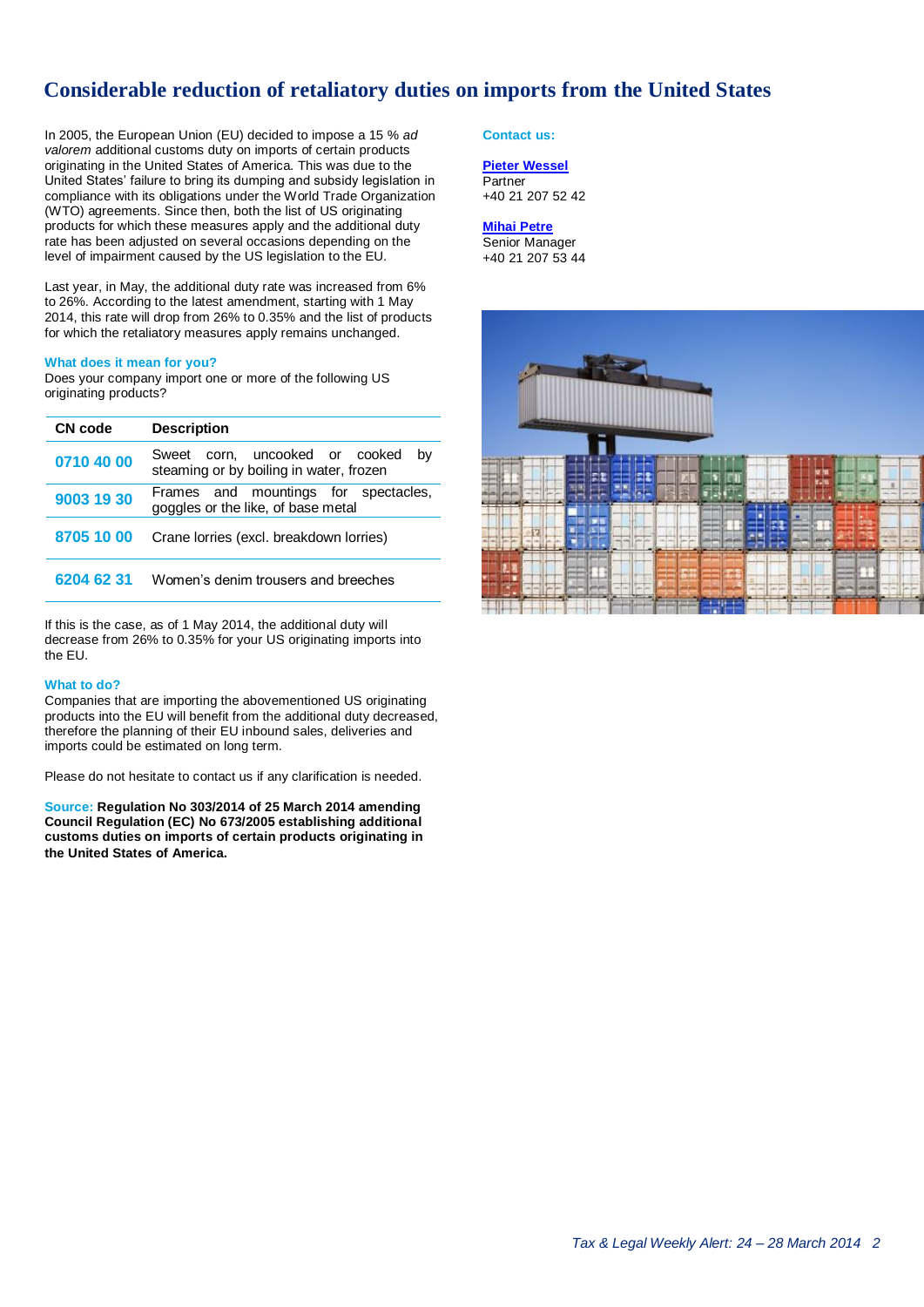# Considerable reduction of retaliatory duties on imports from the United States

In 2005, the European Union (EU) decided to impose a 15 % *ad valorem* additional customs duty on imports of certain products originating in the United States of America. This was due to the United States' failure to bring its dumping and subsidy legislation in compliance with its obligations under the World Trade Organization (WTO) agreements. Since then, both the list of US originating products for which these measures apply and the additional duty rate has been adjusted on several occasions depending on the level of impairment caused by the US legislation to the EU.

Last year, in May, the additional duty rate was increased from 6% to 26%. According to the latest amendment, starting with 1 May 2014, this rate will drop from 26% to 0.35% and the list of products for which the retaliatory measures apply remains unchanged.

**What does it mean for you?**

Does your company import one or more of the following US originating products?

| CN code | Description |
|---|---|
| 0710 40 00 | Sweet corn, uncooked or cooked by steaming or by boiling in water, frozen |
| 9003 19 30 | Frames and mountings for spectacles, goggles or the like, of base metal |
| 8705 10 00 | Crane lorries (excl. breakdown lorries) |
| 6204 62 31 | Women's denim trousers and breeches |

If this is the case, as of 1 May 2014, the additional duty will decrease from 26% to 0.35% for your US originating imports into the EU.

**What to do?**

Companies that are importing the abovementioned US originating products into the EU will benefit from the additional duty decreased, therefore the planning of their EU inbound sales, deliveries and imports could be estimated on long term.

Please do not hesitate to contact us if any clarification is needed.

Source: **Regulation No 303/2014 of 25 March 2014 amending Council Regulation (EC) No 673/2005 establishing additional customs duties on imports of certain products originating in the United States of America.**

**Contact us:**

**Pieter Wessel**
Partner
+40 21 207 52 42

**Mihai Petre**
Senior Manager
+40 21 207 53 44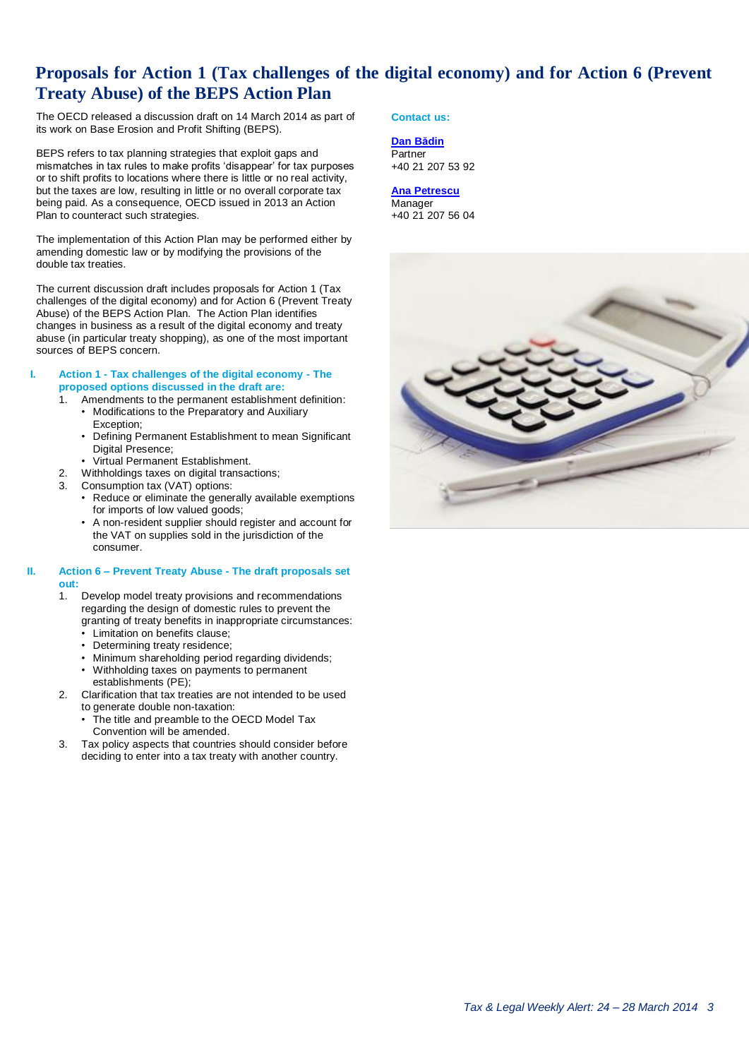# Proposals for Action 1 (Tax challenges of the digital economy) and for Action 6 (Prevent Treaty Abuse) of the BEPS Action Plan

The OECD released a discussion draft on 14 March 2014 as part of its work on Base Erosion and Profit Shifting (BEPS).

BEPS refers to tax planning strategies that exploit gaps and mismatches in tax rules to make profits 'disappear' for tax purposes or to shift profits to locations where there is little or no real activity, but the taxes are low, resulting in little or no overall corporate tax being paid. As a consequence, OECD issued in 2013 an Action Plan to counteract such strategies.

The implementation of this Action Plan may be performed either by amending domestic law or by modifying the provisions of the double tax treaties.

The current discussion draft includes proposals for Action 1 (Tax challenges of the digital economy) and for Action 6 (Prevent Treaty Abuse) of the BEPS Action Plan. The Action Plan identifies changes in business as a result of the digital economy and treaty abuse (in particular treaty shopping), as one of the most important sources of BEPS concern.

### I. Action 1 - Tax challenges of the digital economy - The proposed options discussed in the draft are:

1. Amendments to the permanent establishment definition:
   - Modifications to the Preparatory and Auxiliary Exception;
   - Defining Permanent Establishment to mean Significant Digital Presence;
   - Virtual Permanent Establishment.
2. Withholdings taxes on digital transactions;
3. Consumption tax (VAT) options:
   - Reduce or eliminate the generally available exemptions for imports of low valued goods;
   - A non-resident supplier should register and account for the VAT on supplies sold in the jurisdiction of the consumer.

### II. Action 6 – Prevent Treaty Abuse - The draft proposals set out:

1. Develop model treaty provisions and recommendations regarding the design of domestic rules to prevent the granting of treaty benefits in inappropriate circumstances:
   - Limitation on benefits clause;
   - Determining treaty residence;
   - Minimum shareholding period regarding dividends;
   - Withholding taxes on payments to permanent establishments (PE);
2. Clarification that tax treaties are not intended to be used to generate double non-taxation:
   - The title and preamble to the OECD Model Tax Convention will be amended.
3. Tax policy aspects that countries should consider before deciding to enter into a tax treaty with another country.

**Contact us:**

**Dan Bădin**
Partner
+40 21 207 53 92

**Ana Petrescu**
Manager
+40 21 207 56 04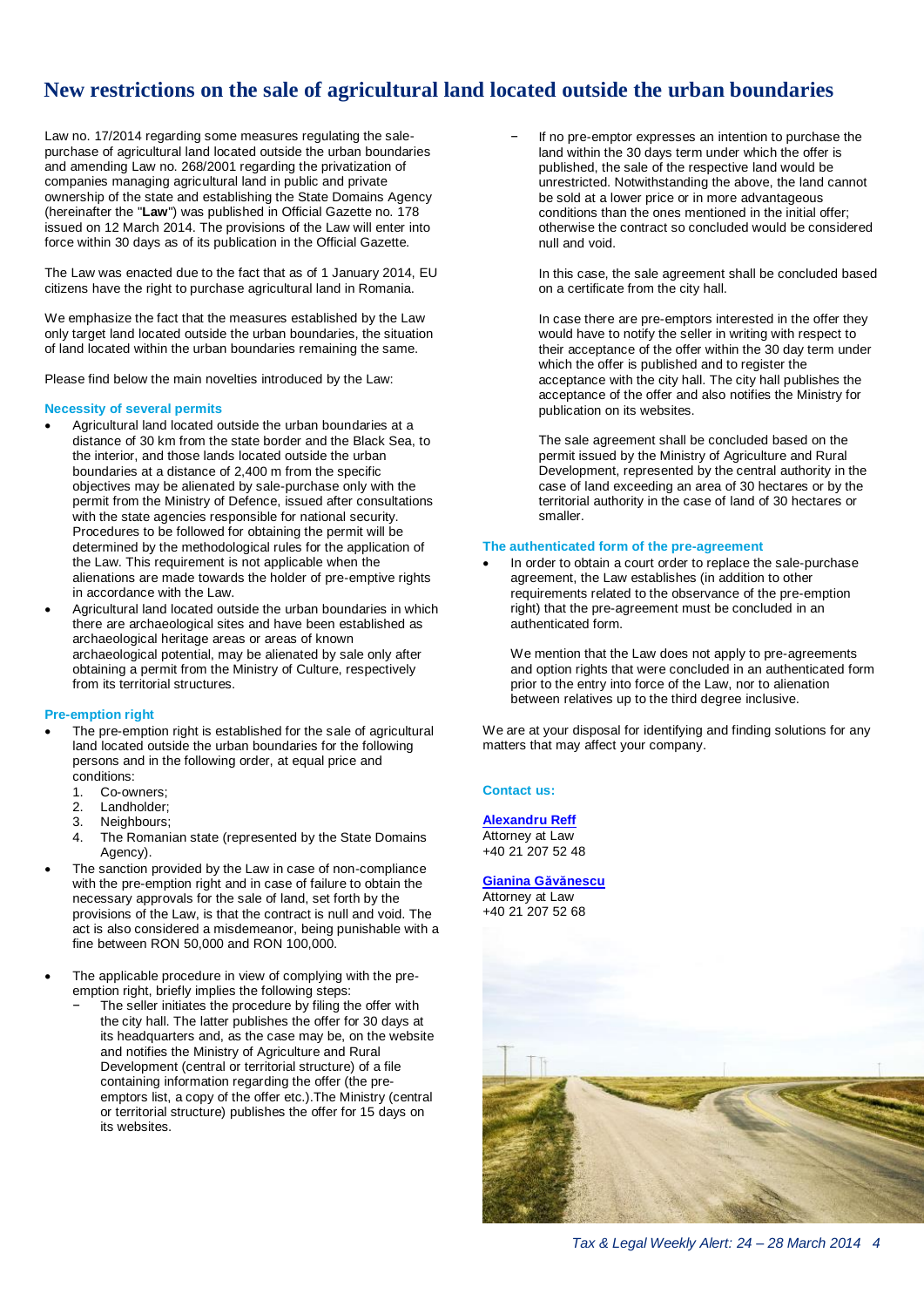# New restrictions on the sale of agricultural land located outside the urban boundaries

Law no. 17/2014 regarding some measures regulating the sale-purchase of agricultural land located outside the urban boundaries and amending Law no. 268/2001 regarding the privatization of companies managing agricultural land in public and private ownership of the state and establishing the State Domains Agency (hereinafter the "**Law**") was published in Official Gazette no. 178 issued on 12 March 2014. The provisions of the Law will enter into force within 30 days as of its publication in the Official Gazette.

The Law was enacted due to the fact that as of 1 January 2014, EU citizens have the right to purchase agricultural land in Romania.

We emphasize the fact that the measures established by the Law only target land located outside the urban boundaries, the situation of land located within the urban boundaries remaining the same.

Please find below the main novelties introduced by the Law:

### Necessity of several permits

- Agricultural land located outside the urban boundaries at a distance of 30 km from the state border and the Black Sea, to the interior, and those lands located outside the urban boundaries at a distance of 2,400 m from the specific objectives may be alienated by sale-purchase only with the permit from the Ministry of Defence, issued after consultations with the state agencies responsible for national security. Procedures to be followed for obtaining the permit will be determined by the methodological rules for the application of the Law. This requirement is not applicable when the alienations are made towards the holder of pre-emptive rights in accordance with the Law.
- Agricultural land located outside the urban boundaries in which there are archaeological sites and have been established as archaeological heritage areas or areas of known archaeological potential, may be alienated by sale only after obtaining a permit from the Ministry of Culture, respectively from its territorial structures.

### Pre-emption right

- The pre-emption right is established for the sale of agricultural land located outside the urban boundaries for the following persons and in the following order, at equal price and conditions:
  1. Co-owners;
  2. Landholder;
  3. Neighbours;
  4. The Romanian state (represented by the State Domains Agency).
- The sanction provided by the Law in case of non-compliance with the pre-emption right and in case of failure to obtain the necessary approvals for the sale of land, set forth by the provisions of the Law, is that the contract is null and void. The act is also considered a misdemeanor, being punishable with a fine between RON 50,000 and RON 100,000.
- The applicable procedure in view of complying with the pre-emption right, briefly implies the following steps:
  - The seller initiates the procedure by filing the offer with the city hall. The latter publishes the offer for 30 days at its headquarters and, as the case may be, on the website and notifies the Ministry of Agriculture and Rural Development (central or territorial structure) of a file containing information regarding the offer (the pre-emptors list, a copy of the offer etc.).The Ministry (central or territorial structure) publishes the offer for 15 days on its websites.
  - If no pre-emptor expresses an intention to purchase the land within the 30 days term under which the offer is published, the sale of the respective land would be unrestricted. Notwithstanding the above, the land cannot be sold at a lower price or in more advantageous conditions than the ones mentioned in the initial offer; otherwise the contract so concluded would be considered null and void.

    In this case, the sale agreement shall be concluded based on a certificate from the city hall.

    In case there are pre-emptors interested in the offer they would have to notify the seller in writing with respect to their acceptance of the offer within the 30 day term under which the offer is published and to register the acceptance with the city hall. The city hall publishes the acceptance of the offer and also notifies the Ministry for publication on its websites.

    The sale agreement shall be concluded based on the permit issued by the Ministry of Agriculture and Rural Development, represented by the central authority in the case of land exceeding an area of 30 hectares or by the territorial authority in the case of land of 30 hectares or smaller.

### The authenticated form of the pre-agreement

- In order to obtain a court order to replace the sale-purchase agreement, the Law establishes (in addition to other requirements related to the observance of the pre-emption right) that the pre-agreement must be concluded in an authenticated form.

  We mention that the Law does not apply to pre-agreements and option rights that were concluded in an authenticated form prior to the entry into force of the Law, nor to alienation between relatives up to the third degree inclusive.

We are at your disposal for identifying and finding solutions for any matters that may affect your company.

**Contact us:**

**Alexandru Reff**
Attorney at Law
+40 21 207 52 48

**Gianina Găvănescu**
Attorney at Law
+40 21 207 52 68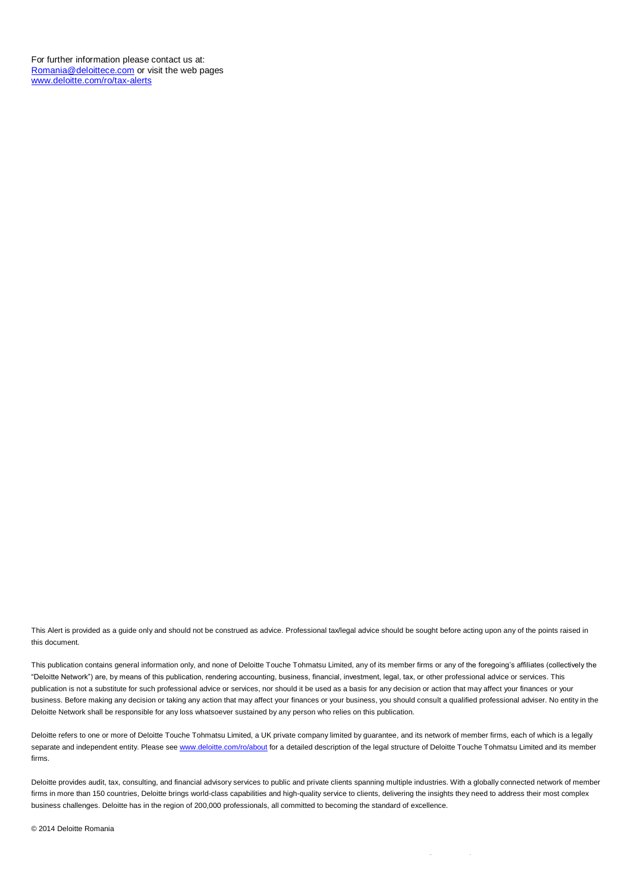For further information please contact us at:
Romania@deloittece.com or visit the web pages
www.deloitte.com/ro/tax-alerts

This Alert is provided as a guide only and should not be construed as advice. Professional tax/legal advice should be sought before acting upon any of the points raised in this document.

This publication contains general information only, and none of Deloitte Touche Tohmatsu Limited, any of its member firms or any of the foregoing's affiliates (collectively the "Deloitte Network") are, by means of this publication, rendering accounting, business, financial, investment, legal, tax, or other professional advice or services. This publication is not a substitute for such professional advice or services, nor should it be used as a basis for any decision or action that may affect your finances or your business. Before making any decision or taking any action that may affect your finances or your business, you should consult a qualified professional adviser. No entity in the Deloitte Network shall be responsible for any loss whatsoever sustained by any person who relies on this publication.

Deloitte refers to one or more of Deloitte Touche Tohmatsu Limited, a UK private company limited by guarantee, and its network of member firms, each of which is a legally separate and independent entity. Please see www.deloitte.com/ro/about for a detailed description of the legal structure of Deloitte Touche Tohmatsu Limited and its member firms.

Deloitte provides audit, tax, consulting, and financial advisory services to public and private clients spanning multiple industries. With a globally connected network of member firms in more than 150 countries, Deloitte brings world-class capabilities and high-quality service to clients, delivering the insights they need to address their most complex business challenges. Deloitte has in the region of 200,000 professionals, all committed to becoming the standard of excellence.

© 2014 Deloitte Romania